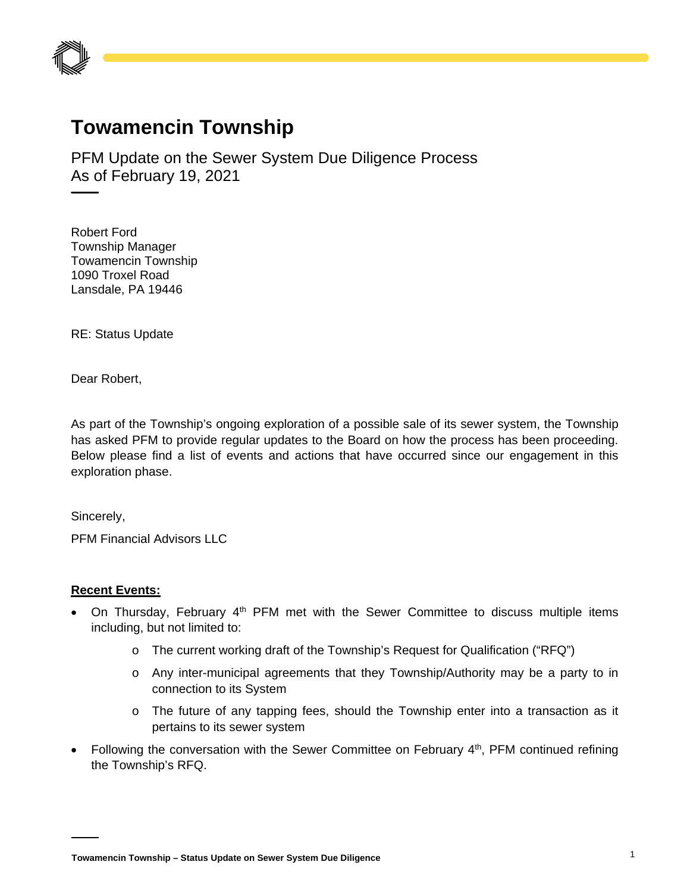# Towamencin Township

PFM Update on the Sewer System Due Diligence Process
As of February 19, 2021

Robert Ford
Township Manager
Towamencin Township
1090 Troxel Road
Lansdale, PA 19446

RE: Status Update

Dear Robert,

As part of the Township's ongoing exploration of a possible sale of its sewer system, the Township has asked PFM to provide regular updates to the Board on how the process has been proceeding. Below please find a list of events and actions that have occurred since our engagement in this exploration phase.

Sincerely,

PFM Financial Advisors LLC

**Recent Events:**

- On Thursday, February 4th PFM met with the Sewer Committee to discuss multiple items including, but not limited to:
  - The current working draft of the Township's Request for Qualification ("RFQ")
  - Any inter-municipal agreements that they Township/Authority may be a party to in connection to its System
  - The future of any tapping fees, should the Township enter into a transaction as it pertains to its sewer system
- Following the conversation with the Sewer Committee on February 4th, PFM continued refining the Township's RFQ.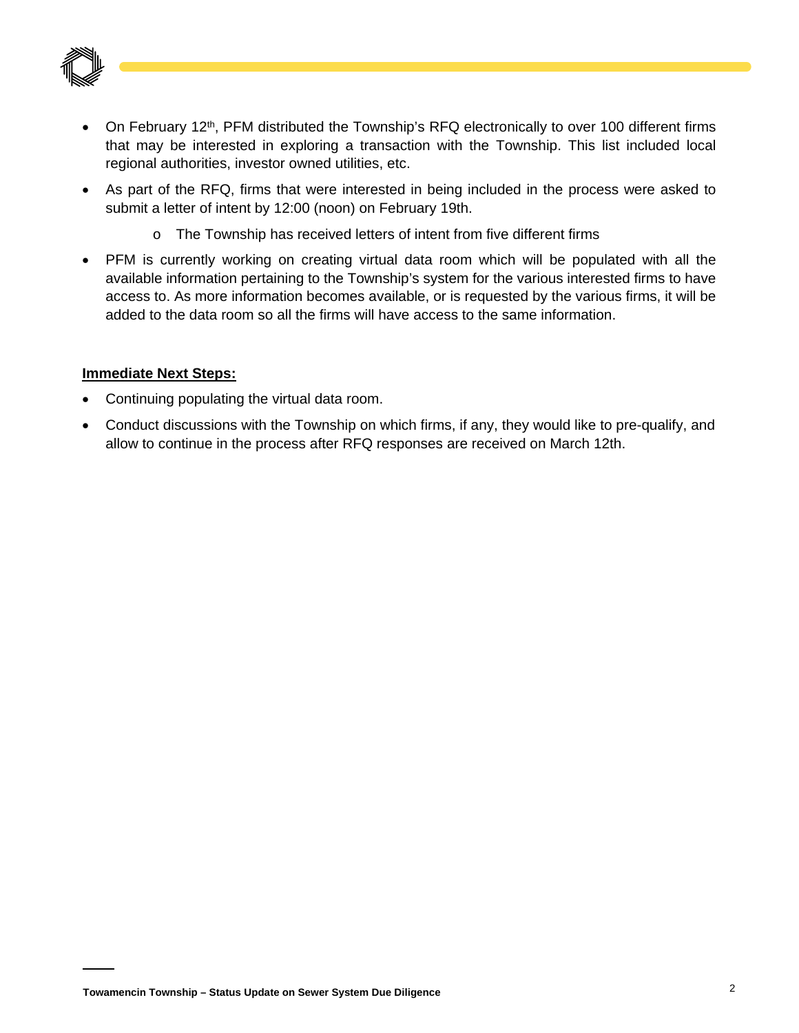- On February 12th, PFM distributed the Township's RFQ electronically to over 100 different firms that may be interested in exploring a transaction with the Township. This list included local regional authorities, investor owned utilities, etc.
- As part of the RFQ, firms that were interested in being included in the process were asked to submit a letter of intent by 12:00 (noon) on February 19th.
    - The Township has received letters of intent from five different firms
- PFM is currently working on creating virtual data room which will be populated with all the available information pertaining to the Township's system for the various interested firms to have access to. As more information becomes available, or is requested by the various firms, it will be added to the data room so all the firms will have access to the same information.

**Immediate Next Steps:**

- Continuing populating the virtual data room.
- Conduct discussions with the Township on which firms, if any, they would like to pre-qualify, and allow to continue in the process after RFQ responses are received on March 12th.